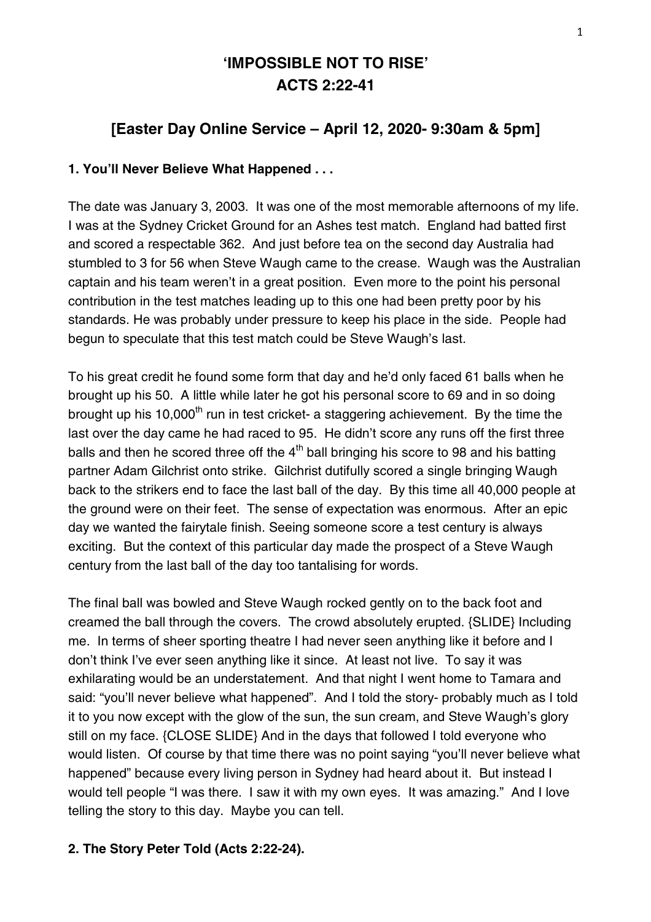# 'IMPOSSIBLE NOT TO RISE'
# ACTS 2:22-41

## [Easter Day Online Service – April 12, 2020- 9:30am & 5pm]

**1. You'll Never Believe What Happened . . .**

The date was January 3, 2003. It was one of the most memorable afternoons of my life. I was at the Sydney Cricket Ground for an Ashes test match. England had batted first and scored a respectable 362. And just before tea on the second day Australia had stumbled to 3 for 56 when Steve Waugh came to the crease. Waugh was the Australian captain and his team weren't in a great position. Even more to the point his personal contribution in the test matches leading up to this one had been pretty poor by his standards. He was probably under pressure to keep his place in the side. People had begun to speculate that this test match could be Steve Waugh's last.

To his great credit he found some form that day and he'd only faced 61 balls when he brought up his 50. A little while later he got his personal score to 69 and in so doing brought up his 10,000th run in test cricket- a staggering achievement. By the time the last over the day came he had raced to 95. He didn't score any runs off the first three balls and then he scored three off the 4th ball bringing his score to 98 and his batting partner Adam Gilchrist onto strike. Gilchrist dutifully scored a single bringing Waugh back to the strikers end to face the last ball of the day. By this time all 40,000 people at the ground were on their feet. The sense of expectation was enormous. After an epic day we wanted the fairytale finish. Seeing someone score a test century is always exciting. But the context of this particular day made the prospect of a Steve Waugh century from the last ball of the day too tantalising for words.

The final ball was bowled and Steve Waugh rocked gently on to the back foot and creamed the ball through the covers. The crowd absolutely erupted. {SLIDE} Including me. In terms of sheer sporting theatre I had never seen anything like it before and I don't think I've ever seen anything like it since. At least not live. To say it was exhilarating would be an understatement. And that night I went home to Tamara and said: "you'll never believe what happened". And I told the story- probably much as I told it to you now except with the glow of the sun, the sun cream, and Steve Waugh's glory still on my face. {CLOSE SLIDE} And in the days that followed I told everyone who would listen. Of course by that time there was no point saying "you'll never believe what happened" because every living person in Sydney had heard about it. But instead I would tell people "I was there. I saw it with my own eyes. It was amazing." And I love telling the story to this day. Maybe you can tell.

**2. The Story Peter Told (Acts 2:22-24).**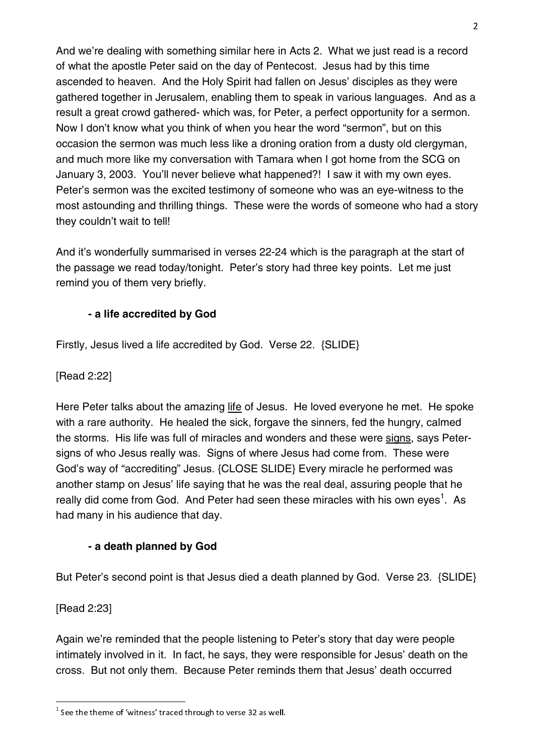And we're dealing with something similar here in Acts 2. What we just read is a record of what the apostle Peter said on the day of Pentecost. Jesus had by this time ascended to heaven. And the Holy Spirit had fallen on Jesus' disciples as they were gathered together in Jerusalem, enabling them to speak in various languages. And as a result a great crowd gathered- which was, for Peter, a perfect opportunity for a sermon. Now I don't know what you think of when you hear the word "sermon", but on this occasion the sermon was much less like a droning oration from a dusty old clergyman, and much more like my conversation with Tamara when I got home from the SCG on January 3, 2003. You'll never believe what happened?! I saw it with my own eyes. Peter's sermon was the excited testimony of someone who was an eye-witness to the most astounding and thrilling things. These were the words of someone who had a story they couldn't wait to tell!

And it's wonderfully summarised in verses 22-24 which is the paragraph at the start of the passage we read today/tonight. Peter's story had three key points. Let me just remind you of them very briefly.

**- a life accredited by God**

Firstly, Jesus lived a life accredited by God. Verse 22. {SLIDE}

[Read 2:22]

Here Peter talks about the amazing <u>life</u> of Jesus. He loved everyone he met. He spoke with a rare authority. He healed the sick, forgave the sinners, fed the hungry, calmed the storms. His life was full of miracles and wonders and these were <u>signs</u>, says Peter- signs of who Jesus really was. Signs of where Jesus had come from. These were God's way of "accrediting" Jesus. {CLOSE SLIDE} Every miracle he performed was another stamp on Jesus' life saying that he was the real deal, assuring people that he really did come from God. And Peter had seen these miracles with his own eyes[1]. As had many in his audience that day.

**- a death planned by God**

But Peter's second point is that Jesus died a death planned by God. Verse 23. {SLIDE}

[Read 2:23]

Again we're reminded that the people listening to Peter's story that day were people intimately involved in it. In fact, he says, they were responsible for Jesus' death on the cross. But not only them. Because Peter reminds them that Jesus' death occurred

[1] See the theme of 'witness' traced through to verse 32 as well.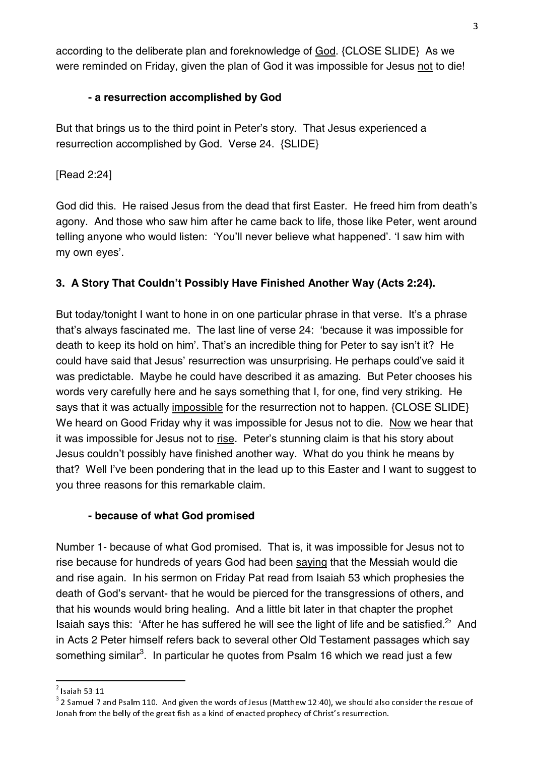according to the deliberate plan and foreknowledge of <u>God</u>. {CLOSE SLIDE} As we were reminded on Friday, given the plan of God it was impossible for Jesus <u>not</u> to die!

### - a resurrection accomplished by God

But that brings us to the third point in Peter's story. That Jesus experienced a resurrection accomplished by God. Verse 24. {SLIDE}

[Read 2:24]

God did this. He raised Jesus from the dead that first Easter. He freed him from death's agony. And those who saw him after he came back to life, those like Peter, went around telling anyone who would listen: 'You'll never believe what happened'. 'I saw him with my own eyes'.

## 3. A Story That Couldn't Possibly Have Finished Another Way (Acts 2:24).

But today/tonight I want to hone in on one particular phrase in that verse. It's a phrase that's always fascinated me. The last line of verse 24: 'because it was impossible for death to keep its hold on him'. That's an incredible thing for Peter to say isn't it? He could have said that Jesus' resurrection was unsurprising. He perhaps could've said it was predictable. Maybe he could have described it as amazing. But Peter chooses his words very carefully here and he says something that I, for one, find very striking. He says that it was actually <u>impossible</u> for the resurrection not to happen. {CLOSE SLIDE} We heard on Good Friday why it was impossible for Jesus not to die. <u>Now</u> we hear that it was impossible for Jesus not to <u>rise</u>. Peter's stunning claim is that his story about Jesus couldn't possibly have finished another way. What do you think he means by that? Well I've been pondering that in the lead up to this Easter and I want to suggest to you three reasons for this remarkable claim.

### - because of what God promised

Number 1- because of what God promised. That is, it was impossible for Jesus not to rise because for hundreds of years God had been <u>saying</u> that the Messiah would die and rise again. In his sermon on Friday Pat read from Isaiah 53 which prophesies the death of God's servant- that he would be pierced for the transgressions of others, and that his wounds would bring healing. And a little bit later in that chapter the prophet Isaiah says this: 'After he has suffered he will see the light of life and be satisfied.[2]' And in Acts 2 Peter himself refers back to several other Old Testament passages which say something similar[3]. In particular he quotes from Psalm 16 which we read just a few

---

[2] Isaiah 53:11

[3] 2 Samuel 7 and Psalm 110. And given the words of Jesus (Matthew 12:40), we should also consider the rescue of Jonah from the belly of the great fish as a kind of enacted prophecy of Christ's resurrection.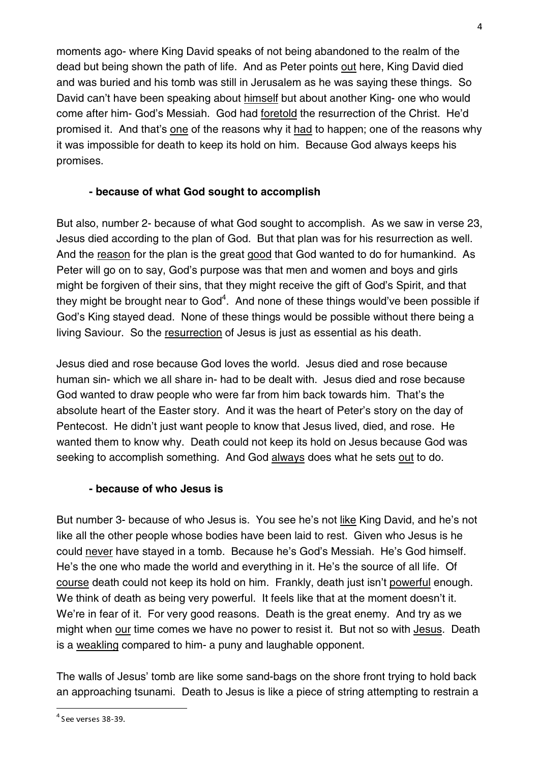moments ago- where King David speaks of not being abandoned to the realm of the dead but being shown the path of life. And as Peter points out here, King David died and was buried and his tomb was still in Jerusalem as he was saying these things. So David can't have been speaking about himself but about another King- one who would come after him- God's Messiah. God had foretold the resurrection of the Christ. He'd promised it. And that's one of the reasons why it had to happen; one of the reasons why it was impossible for death to keep its hold on him. Because God always keeps his promises.

**- because of what God sought to accomplish**

But also, number 2- because of what God sought to accomplish. As we saw in verse 23, Jesus died according to the plan of God. But that plan was for his resurrection as well. And the reason for the plan is the great good that God wanted to do for humankind. As Peter will go on to say, God's purpose was that men and women and boys and girls might be forgiven of their sins, that they might receive the gift of God's Spirit, and that they might be brought near to God[4]. And none of these things would've been possible if God's King stayed dead. None of these things would be possible without there being a living Saviour. So the resurrection of Jesus is just as essential as his death.

Jesus died and rose because God loves the world. Jesus died and rose because human sin- which we all share in- had to be dealt with. Jesus died and rose because God wanted to draw people who were far from him back towards him. That's the absolute heart of the Easter story. And it was the heart of Peter's story on the day of Pentecost. He didn't just want people to know that Jesus lived, died, and rose. He wanted them to know why. Death could not keep its hold on Jesus because God was seeking to accomplish something. And God always does what he sets out to do.

**- because of who Jesus is**

But number 3- because of who Jesus is. You see he's not like King David, and he's not like all the other people whose bodies have been laid to rest. Given who Jesus is he could never have stayed in a tomb. Because he's God's Messiah. He's God himself. He's the one who made the world and everything in it. He's the source of all life. Of course death could not keep its hold on him. Frankly, death just isn't powerful enough. We think of death as being very powerful. It feels like that at the moment doesn't it. We're in fear of it. For very good reasons. Death is the great enemy. And try as we might when our time comes we have no power to resist it. But not so with Jesus. Death is a weakling compared to him- a puny and laughable opponent.

The walls of Jesus' tomb are like some sand-bags on the shore front trying to hold back an approaching tsunami. Death to Jesus is like a piece of string attempting to restrain a

[4] See verses 38-39.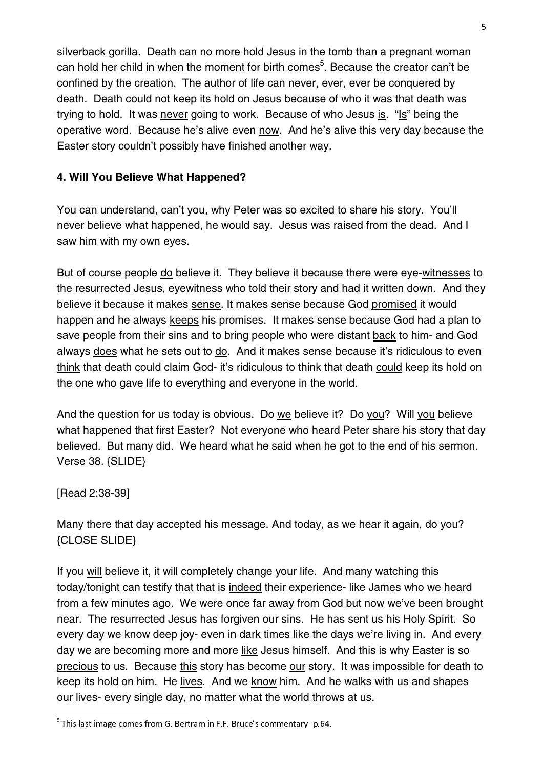silverback gorilla. Death can no more hold Jesus in the tomb than a pregnant woman can hold her child in when the moment for birth comes[5]. Because the creator can't be confined by the creation. The author of life can never, ever, ever be conquered by death. Death could not keep its hold on Jesus because of who it was that death was trying to hold. It was never going to work. Because of who Jesus is. "Is" being the operative word. Because he's alive even now. And he's alive this very day because the Easter story couldn't possibly have finished another way.

**4. Will You Believe What Happened?**

You can understand, can't you, why Peter was so excited to share his story. You'll never believe what happened, he would say. Jesus was raised from the dead. And I saw him with my own eyes.

But of course people do believe it. They believe it because there were eye-witnesses to the resurrected Jesus, eyewitness who told their story and had it written down. And they believe it because it makes sense. It makes sense because God promised it would happen and he always keeps his promises. It makes sense because God had a plan to save people from their sins and to bring people who were distant back to him- and God always does what he sets out to do. And it makes sense because it's ridiculous to even think that death could claim God- it's ridiculous to think that death could keep its hold on the one who gave life to everything and everyone in the world.

And the question for us today is obvious. Do we believe it? Do you? Will you believe what happened that first Easter? Not everyone who heard Peter share his story that day believed. But many did. We heard what he said when he got to the end of his sermon. Verse 38. {SLIDE}

[Read 2:38-39]

Many there that day accepted his message. And today, as we hear it again, do you? {CLOSE SLIDE}

If you will believe it, it will completely change your life. And many watching this today/tonight can testify that that is indeed their experience- like James who we heard from a few minutes ago. We were once far away from God but now we've been brought near. The resurrected Jesus has forgiven our sins. He has sent us his Holy Spirit. So every day we know deep joy- even in dark times like the days we're living in. And every day we are becoming more and more like Jesus himself. And this is why Easter is so precious to us. Because this story has become our story. It was impossible for death to keep its hold on him. He lives. And we know him. And he walks with us and shapes our lives- every single day, no matter what the world throws at us.

[5] This last image comes from G. Bertram in F.F. Bruce's commentary- p.64.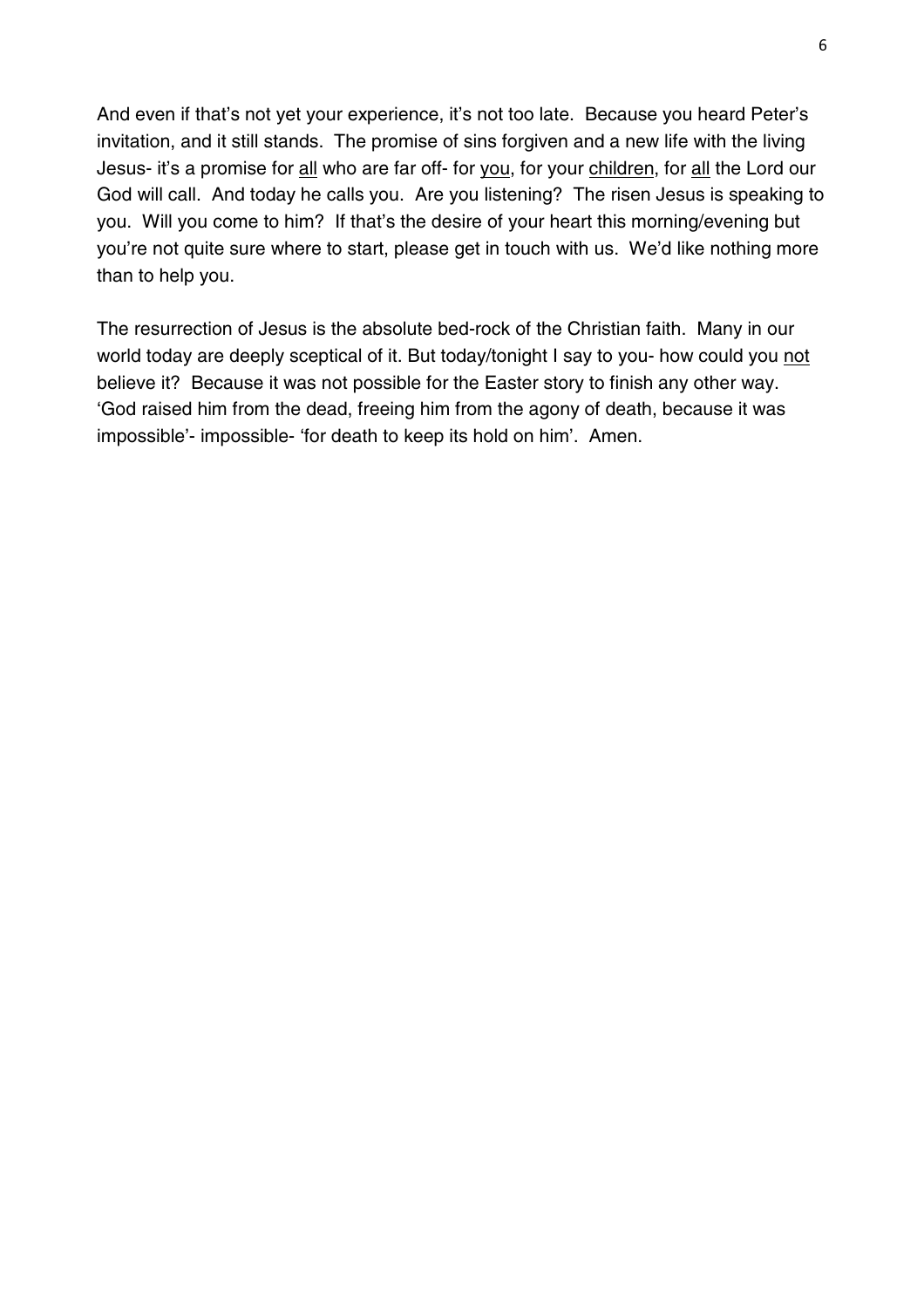And even if that's not yet your experience, it's not too late. Because you heard Peter's invitation, and it still stands. The promise of sins forgiven and a new life with the living Jesus- it's a promise for <u>all</u> who are far off- for <u>you</u>, for your <u>children</u>, for <u>all</u> the Lord our God will call. And today he calls you. Are you listening? The risen Jesus is speaking to you. Will you come to him? If that's the desire of your heart this morning/evening but you're not quite sure where to start, please get in touch with us. We'd like nothing more than to help you.

The resurrection of Jesus is the absolute bed-rock of the Christian faith. Many in our world today are deeply sceptical of it. But today/tonight I say to you- how could you <u>not</u> believe it? Because it was not possible for the Easter story to finish any other way. 'God raised him from the dead, freeing him from the agony of death, because it was impossible'- impossible- 'for death to keep its hold on him'. Amen.